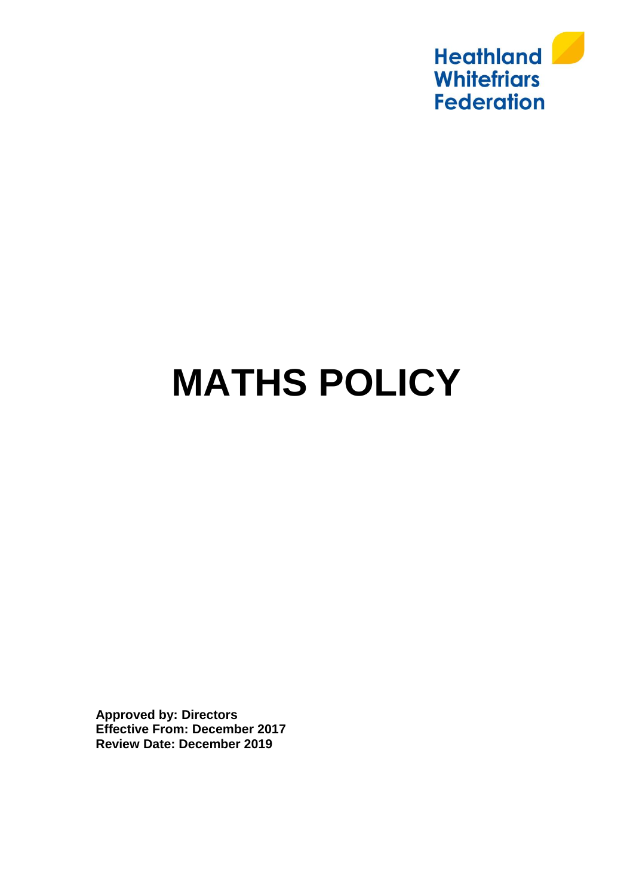Heathland
Whitefriars
Federation

# MATHS POLICY

**Approved by: Directors**
**Effective From: December 2017**
**Review Date: December 2019**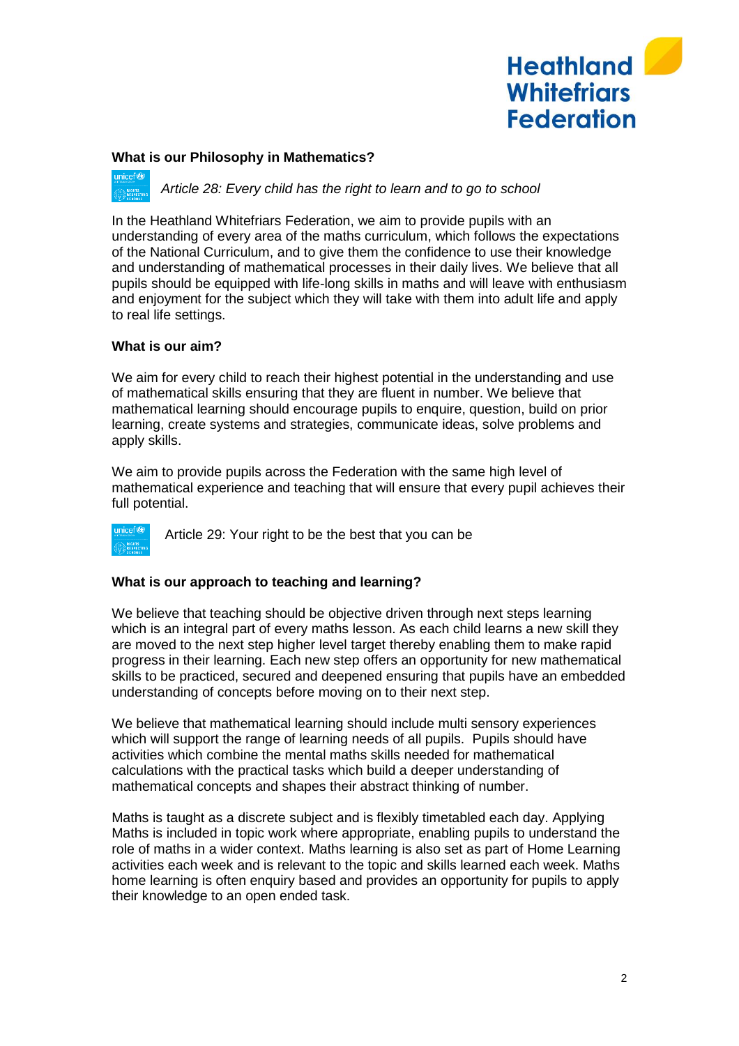**What is our Philosophy in Mathematics?**

*Article 28: Every child has the right to learn and to go to school*

In the Heathland Whitefriars Federation, we aim to provide pupils with an understanding of every area of the maths curriculum, which follows the expectations of the National Curriculum, and to give them the confidence to use their knowledge and understanding of mathematical processes in their daily lives. We believe that all pupils should be equipped with life-long skills in maths and will leave with enthusiasm and enjoyment for the subject which they will take with them into adult life and apply to real life settings.

**What is our aim?**

We aim for every child to reach their highest potential in the understanding and use of mathematical skills ensuring that they are fluent in number. We believe that mathematical learning should encourage pupils to enquire, question, build on prior learning, create systems and strategies, communicate ideas, solve problems and apply skills.

We aim to provide pupils across the Federation with the same high level of mathematical experience and teaching that will ensure that every pupil achieves their full potential.

Article 29: Your right to be the best that you can be

**What is our approach to teaching and learning?**

We believe that teaching should be objective driven through next steps learning which is an integral part of every maths lesson. As each child learns a new skill they are moved to the next step higher level target thereby enabling them to make rapid progress in their learning. Each new step offers an opportunity for new mathematical skills to be practiced, secured and deepened ensuring that pupils have an embedded understanding of concepts before moving on to their next step.

We believe that mathematical learning should include multi sensory experiences which will support the range of learning needs of all pupils. Pupils should have activities which combine the mental maths skills needed for mathematical calculations with the practical tasks which build a deeper understanding of mathematical concepts and shapes their abstract thinking of number.

Maths is taught as a discrete subject and is flexibly timetabled each day. Applying Maths is included in topic work where appropriate, enabling pupils to understand the role of maths in a wider context. Maths learning is also set as part of Home Learning activities each week and is relevant to the topic and skills learned each week. Maths home learning is often enquiry based and provides an opportunity for pupils to apply their knowledge to an open ended task.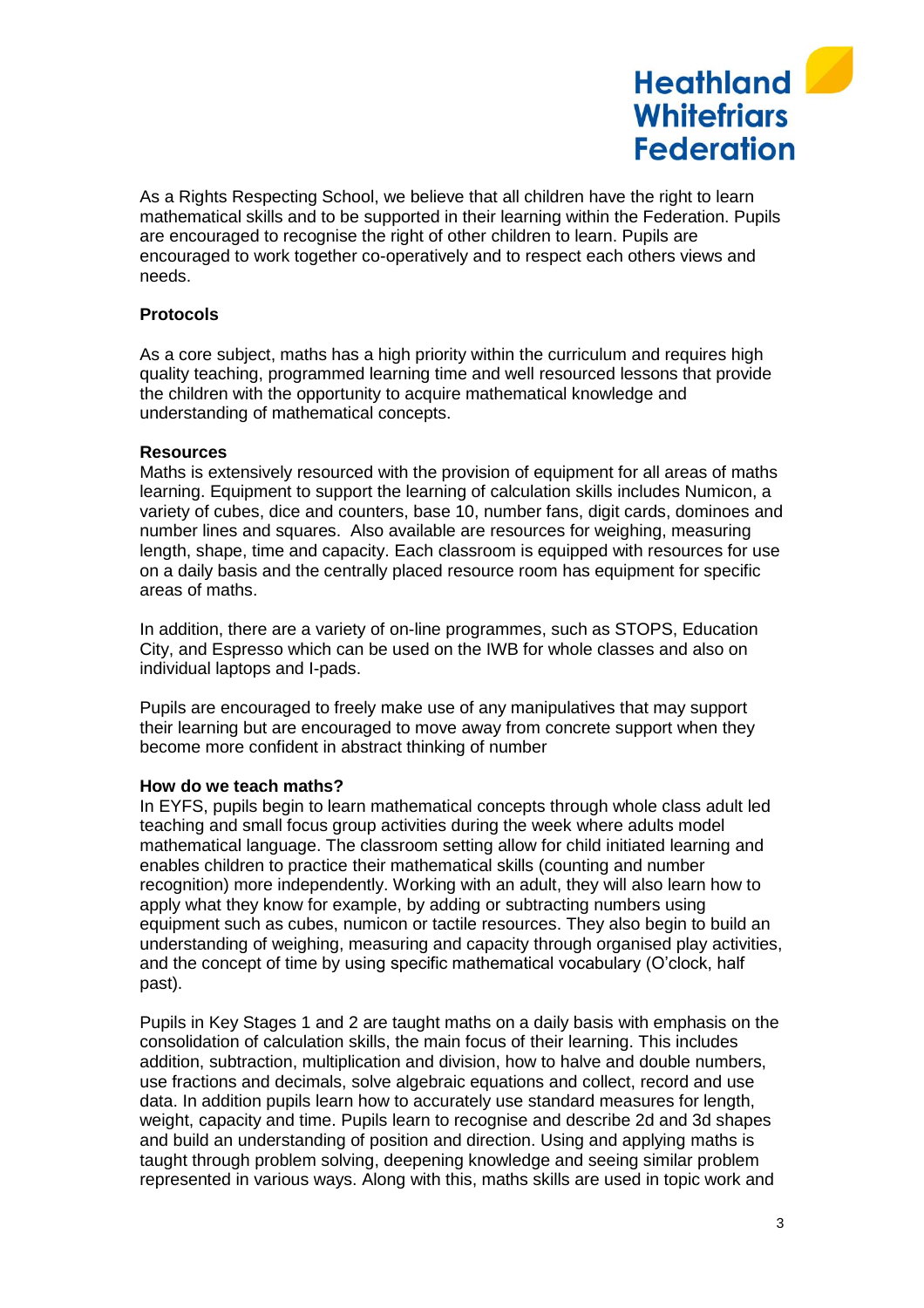As a Rights Respecting School, we believe that all children have the right to learn mathematical skills and to be supported in their learning within the Federation. Pupils are encouraged to recognise the right of other children to learn. Pupils are encouraged to work together co-operatively and to respect each others views and needs.

**Protocols**

As a core subject, maths has a high priority within the curriculum and requires high quality teaching, programmed learning time and well resourced lessons that provide the children with the opportunity to acquire mathematical knowledge and understanding of mathematical concepts.

**Resources**

Maths is extensively resourced with the provision of equipment for all areas of maths learning. Equipment to support the learning of calculation skills includes Numicon, a variety of cubes, dice and counters, base 10, number fans, digit cards, dominoes and number lines and squares. Also available are resources for weighing, measuring length, shape, time and capacity. Each classroom is equipped with resources for use on a daily basis and the centrally placed resource room has equipment for specific areas of maths.

In addition, there are a variety of on-line programmes, such as STOPS, Education City, and Espresso which can be used on the IWB for whole classes and also on individual laptops and I-pads.

Pupils are encouraged to freely make use of any manipulatives that may support their learning but are encouraged to move away from concrete support when they become more confident in abstract thinking of number

**How do we teach maths?**

In EYFS, pupils begin to learn mathematical concepts through whole class adult led teaching and small focus group activities during the week where adults model mathematical language. The classroom setting allow for child initiated learning and enables children to practice their mathematical skills (counting and number recognition) more independently. Working with an adult, they will also learn how to apply what they know for example, by adding or subtracting numbers using equipment such as cubes, numicon or tactile resources. They also begin to build an understanding of weighing, measuring and capacity through organised play activities, and the concept of time by using specific mathematical vocabulary (O'clock, half past).

Pupils in Key Stages 1 and 2 are taught maths on a daily basis with emphasis on the consolidation of calculation skills, the main focus of their learning. This includes addition, subtraction, multiplication and division, how to halve and double numbers, use fractions and decimals, solve algebraic equations and collect, record and use data. In addition pupils learn how to accurately use standard measures for length, weight, capacity and time. Pupils learn to recognise and describe 2d and 3d shapes and build an understanding of position and direction. Using and applying maths is taught through problem solving, deepening knowledge and seeing similar problem represented in various ways. Along with this, maths skills are used in topic work and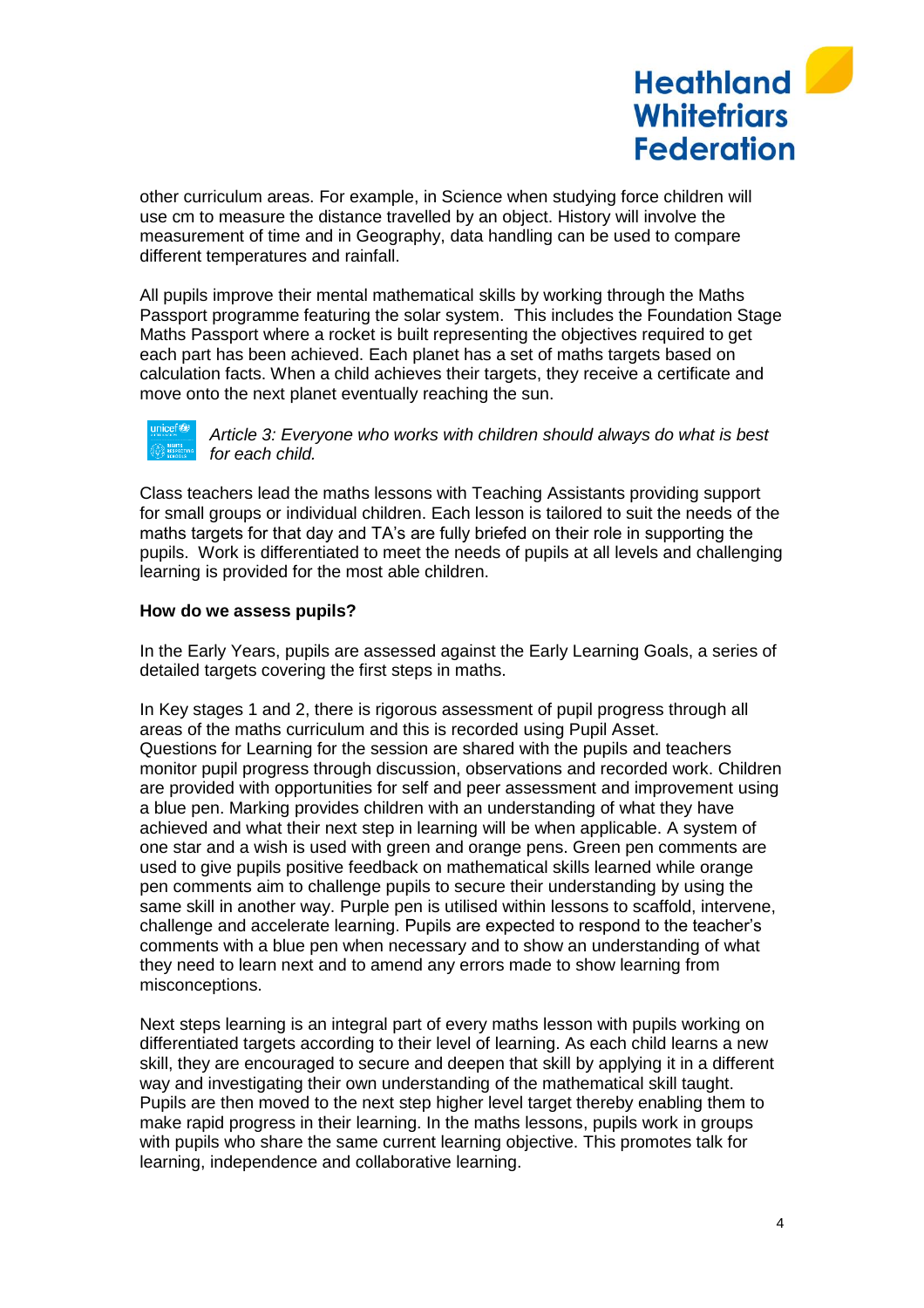other curriculum areas. For example, in Science when studying force children will use cm to measure the distance travelled by an object. History will involve the measurement of time and in Geography, data handling can be used to compare different temperatures and rainfall.

All pupils improve their mental mathematical skills by working through the Maths Passport programme featuring the solar system. This includes the Foundation Stage Maths Passport where a rocket is built representing the objectives required to get each part has been achieved. Each planet has a set of maths targets based on calculation facts. When a child achieves their targets, they receive a certificate and move onto the next planet eventually reaching the sun.

*Article 3: Everyone who works with children should always do what is best for each child.*

Class teachers lead the maths lessons with Teaching Assistants providing support for small groups or individual children. Each lesson is tailored to suit the needs of the maths targets for that day and TA's are fully briefed on their role in supporting the pupils. Work is differentiated to meet the needs of pupils at all levels and challenging learning is provided for the most able children.

**How do we assess pupils?**

In the Early Years, pupils are assessed against the Early Learning Goals, a series of detailed targets covering the first steps in maths.

In Key stages 1 and 2, there is rigorous assessment of pupil progress through all areas of the maths curriculum and this is recorded using Pupil Asset. Questions for Learning for the session are shared with the pupils and teachers monitor pupil progress through discussion, observations and recorded work. Children are provided with opportunities for self and peer assessment and improvement using a blue pen. Marking provides children with an understanding of what they have achieved and what their next step in learning will be when applicable. A system of one star and a wish is used with green and orange pens. Green pen comments are used to give pupils positive feedback on mathematical skills learned while orange pen comments aim to challenge pupils to secure their understanding by using the same skill in another way. Purple pen is utilised within lessons to scaffold, intervene, challenge and accelerate learning. Pupils are expected to respond to the teacher's comments with a blue pen when necessary and to show an understanding of what they need to learn next and to amend any errors made to show learning from misconceptions.

Next steps learning is an integral part of every maths lesson with pupils working on differentiated targets according to their level of learning. As each child learns a new skill, they are encouraged to secure and deepen that skill by applying it in a different way and investigating their own understanding of the mathematical skill taught. Pupils are then moved to the next step higher level target thereby enabling them to make rapid progress in their learning. In the maths lessons, pupils work in groups with pupils who share the same current learning objective. This promotes talk for learning, independence and collaborative learning.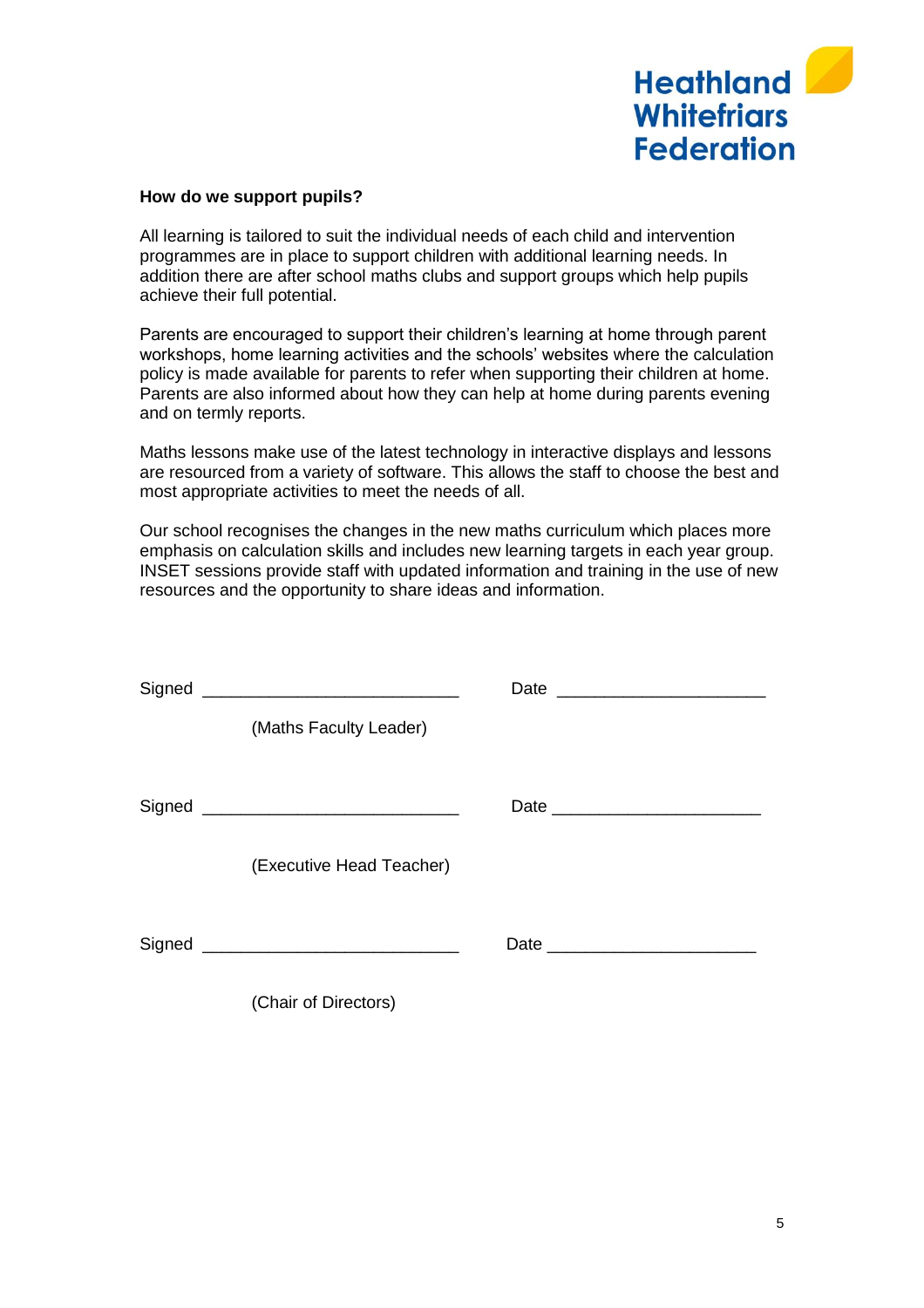**How do we support pupils?**

All learning is tailored to suit the individual needs of each child and intervention programmes are in place to support children with additional learning needs. In addition there are after school maths clubs and support groups which help pupils achieve their full potential.

Parents are encouraged to support their children's learning at home through parent workshops, home learning activities and the schools' websites where the calculation policy is made available for parents to refer when supporting their children at home. Parents are also informed about how they can help at home during parents evening and on termly reports.

Maths lessons make use of the latest technology in interactive displays and lessons are resourced from a variety of software. This allows the staff to choose the best and most appropriate activities to meet the needs of all.

Our school recognises the changes in the new maths curriculum which places more emphasis on calculation skills and includes new learning targets in each year group. INSET sessions provide staff with updated information and training in the use of new resources and the opportunity to share ideas and information.

Signed ___________________________ Date ______________________

(Maths Faculty Leader)

Signed ___________________________ Date ______________________

(Executive Head Teacher)

Signed ___________________________ Date ______________________

(Chair of Directors)